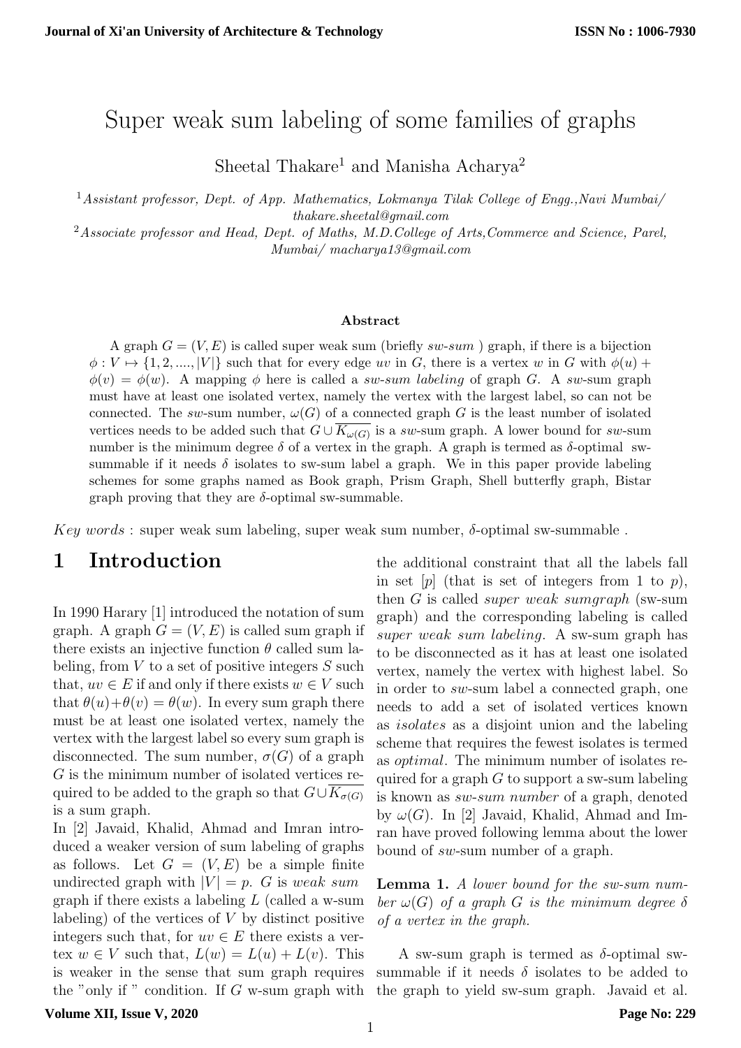# Super weak sum labeling of some families of graphs

Sheetal Thakare[1] and Manisha Acharya[2]

[1]*Assistant professor, Dept. of App. Mathematics, Lokmanya Tilak College of Engg.,Navi Mumbai/ thakare.sheetal@gmail.com*

[2]*Associate professor and Head, Dept. of Maths, M.D.College of Arts,Commerce and Science, Parel, Mumbai/ macharya13@gmail.com*

### Abstract

A graph $G = (V, E)$ is called super weak sum (briefly *sw-sum* ) graph, if there is a bijection $\phi : V \mapsto \{1, 2, ...., |V|\}$ such that for every edge $uv$ in $G$, there is a vertex $w$ in $G$ with $\phi(u) + \phi(v) = \phi(w)$. A mapping $\phi$ here is called a *sw-sum labeling* of graph $G$. A *sw*-sum graph must have at least one isolated vertex, namely the vertex with the largest label, so can not be connected. The *sw*-sum number, $\omega(G)$ of a connected graph $G$ is the least number of isolated vertices needs to be added such that $G \cup \overline{K_{\omega(G)}}$ is a *sw*-sum graph. A lower bound for *sw*-sum number is the minimum degree $\delta$ of a vertex in the graph. A graph is termed as $\delta$-optimal sw-summable if it needs $\delta$ isolates to sw-sum label a graph. We in this paper provide labeling schemes for some graphs named as Book graph, Prism Graph, Shell butterfly graph, Bistar graph proving that they are $\delta$-optimal sw-summable.

*Key words* : super weak sum labeling, super weak sum number, $\delta$-optimal sw-summable .

## 1 Introduction

In 1990 Harary [1] introduced the notation of sum graph. A graph $G = (V, E)$ is called sum graph if there exists an injective function $\theta$ called sum labeling, from $V$ to a set of positive integers $S$ such that, $uv \in E$ if and only if there exists $w \in V$ such that $\theta(u)+\theta(v) = \theta(w)$. In every sum graph there must be at least one isolated vertex, namely the vertex with the largest label so every sum graph is disconnected. The sum number, $\sigma(G)$ of a graph $G$ is the minimum number of isolated vertices required to be added to the graph so that $G \cup \overline{K_{\sigma(G)}}$ is a sum graph.

In [2] Javaid, Khalid, Ahmad and Imran introduced a weaker version of sum labeling of graphs as follows. Let $G = (V, E)$ be a simple finite undirected graph with $|V| = p$. $G$ is *weak sum* graph if there exists a labeling $L$ (called a w-sum labeling) of the vertices of $V$ by distinct positive integers such that, for $uv \in E$ there exists a vertex $w \in V$ such that, $L(w) = L(u) + L(v)$. This is weaker in the sense that sum graph requires the "only if " condition. If $G$ w-sum graph with the additional constraint that all the labels fall in set $[p]$ (that is set of integers from 1 to $p$), then $G$ is called *super weak sumgraph* (sw-sum graph) and the corresponding labeling is called *super weak sum labeling.* A sw-sum graph has to be disconnected as it has at least one isolated vertex, namely the vertex with highest label. So in order to *sw*-sum label a connected graph, one needs to add a set of isolated vertices known as *isolates* as a disjoint union and the labeling scheme that requires the fewest isolates is termed as *optimal*. The minimum number of isolates required for a graph $G$ to support a sw-sum labeling is known as *sw-sum number* of a graph, denoted by $\omega(G)$. In [2] Javaid, Khalid, Ahmad and Imran have proved following lemma about the lower bound of *sw*-sum number of a graph.

**Lemma 1.** *A lower bound for the sw-sum number $\omega(G)$ of a graph $G$ is the minimum degree $\delta$ of a vertex in the graph.*

A sw-sum graph is termed as $\delta$-optimal sw-summable if it needs $\delta$ isolates to be added to the graph to yield sw-sum graph. Javaid et al.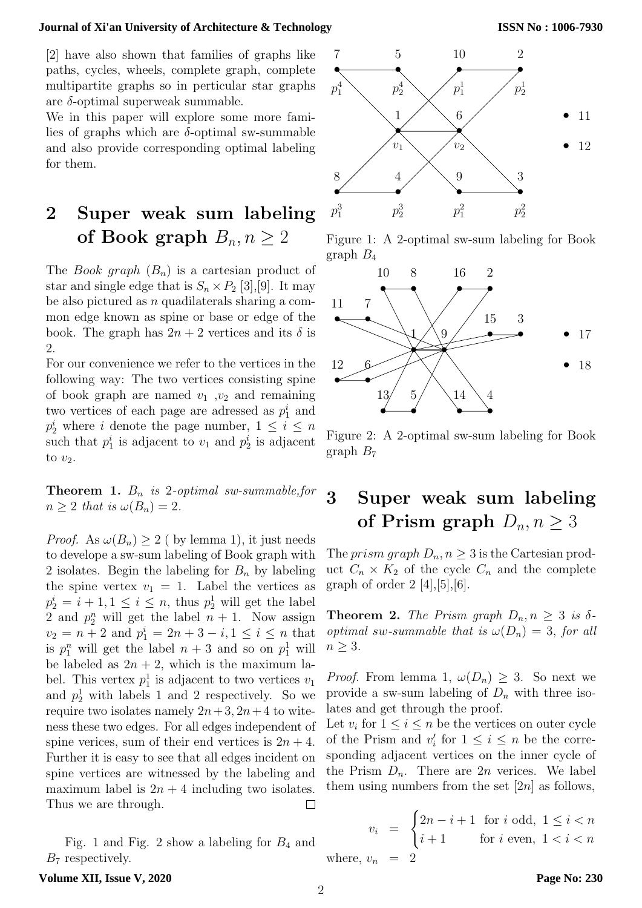[2] have also shown that families of graphs like paths, cycles, wheels, complete graph, complete multipartite graphs so in particular star graphs are $\delta$-optimal superweak summable.

We in this paper will explore some more families of graphs which are $\delta$-optimal sw-summable and also provide corresponding optimal labeling for them.

## 2 Super weak sum labeling of Book graph $B_n, n \geq 2$

The *Book graph* ($B_n$) is a cartesian product of star and single edge that is $S_n \times P_2$ [3],[9]. It may be also pictured as $n$ quadilaterals sharing a common edge known as spine or base or edge of the book. The graph has $2n+2$ vertices and its $\delta$ is 2.

For our convenience we refer to the vertices in the following way: The two vertices consisting spine of book graph are named $v_1$ ,$v_2$ and remaining two vertices of each page are adressed as $p_1^i$ and $p_2^i$ where $i$ denote the page number, $1 \leq i \leq n$ such that $p_1^i$ is adjacent to $v_1$ and $p_2^i$ is adjacent to $v_2$.

**Theorem 1.** *$B_n$ is 2-optimal sw-summable,for $n \geq 2$ that is $\omega(B_n) = 2$.*

*Proof.* As $\omega(B_n) \geq 2$ ( by lemma 1), it just needs to develope a sw-sum labeling of Book graph with 2 isolates. Begin the labeling for $B_n$ by labeling the spine vertex $v_1 = 1$. Label the vertices as $p_2^i = i+1, 1 \leq i \leq n$, thus $p_2^1$ will get the label 2 and $p_2^n$ will get the label $n+1$. Now assign $v_2 = n+2$ and $p_1^i = 2n+3-i, 1 \leq i \leq n$ that is $p_1^n$ will get the label $n+3$ and so on $p_1^1$ will be labeled as $2n+2$, which is the maximum label. This vertex $p_1^1$ is adjacent to two vertices $v_1$ and $p_2^1$ with labels 1 and 2 respectively. So we require two isolates namely $2n+3, 2n+4$ to witeness these two edges. For all edges independent of spine verices, sum of their end vertices is $2n+4$. Further it is easy to see that all edges incident on spine vertices are witnessed by the labeling and maximum label is $2n+4$ including two isolates. Thus we are through. $\square$

Fig. 1 and Fig. 2 show a labeling for $B_4$ and $B_7$ respectively.

Figure 1: A 2-optimal sw-sum labeling for Book graph $B_4$

Figure 2: A 2-optimal sw-sum labeling for Book graph $B_7$

## 3 Super weak sum labeling of Prism graph $D_n, n \geq 3$

The *prism graph* $D_n, n \geq 3$ is the Cartesian product $C_n \times K_2$ of the cycle $C_n$ and the complete graph of order 2 [4],[5],[6].

**Theorem 2.** *The Prism graph $D_n, n \geq 3$ is $\delta$-optimal sw-summable that is $\omega(D_n) = 3$, for all $n \geq 3$.*

*Proof.* From lemma 1, $\omega(D_n) \geq 3$. So next we provide a sw-sum labeling of $D_n$ with three isolates and get through the proof.

Let $v_i$ for $1 \leq i \leq n$ be the vertices on outer cycle of the Prism and $v_i'$ for $1 \leq i \leq n$ be the corresponding adjacent vertices on the inner cycle of the Prism $D_n$. There are $2n$ verices. We label them using numbers from the set $[2n]$ as follows,

$$v_i = \begin{cases} 2n-i+1 & \text{for } i \text{ odd, } 1 \leq i < n \\ i+1 & \text{for } i \text{ even, } 1 < i < n \end{cases}$$

where, $v_n = 2$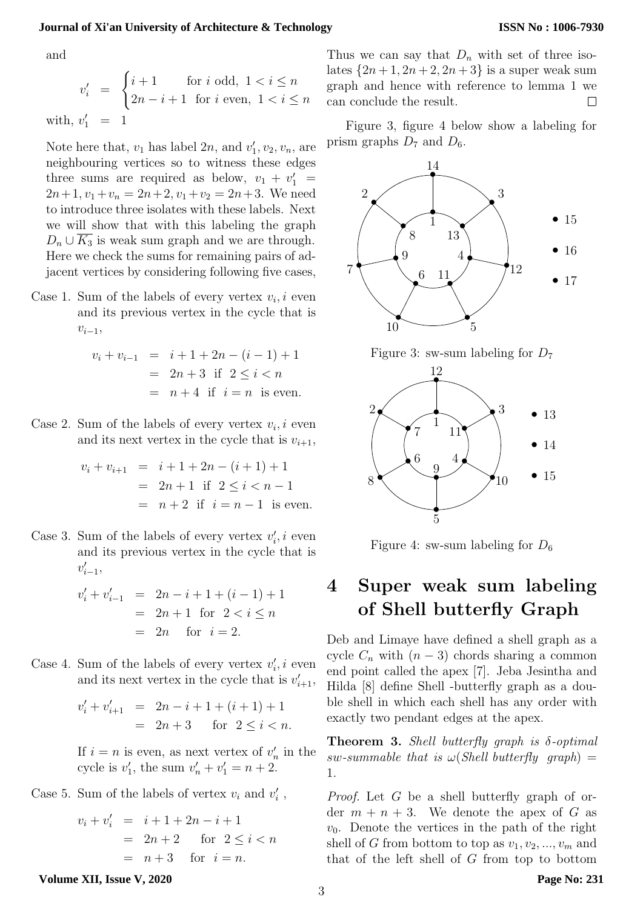and

$$v_i' = \begin{cases} i+1 & \text{for } i \text{ odd, } 1 < i \le n \\ 2n-i+1 & \text{for } i \text{ even, } 1 < i \le n \end{cases}$$

with, $v_1' = 1$

Note here that, $v_1$ has label $2n$, and $v_1', v_2, v_n$, are neighbouring vertices so to witness these edges three sums are required as below, $v_1 + v_1' = 2n+1, v_1 + v_n = 2n+2, v_1 + v_2 = 2n+3$. We need to introduce three isolates with these labels. Next we will show that with this labeling the graph $D_n \cup \overline{K_3}$ is weak sum graph and we are through. Here we check the sums for remaining pairs of adjacent vertices by considering following five cases,

Case 1. Sum of the labels of every vertex $v_i, i$ even and its previous vertex in the cycle that is $v_{i-1}$,

$$\begin{aligned} v_i + v_{i-1} &= i+1+2n-(i-1)+1 \\ &= 2n+3 \text{ if } 2 \le i < n \\ &= n+4 \text{ if } i = n \text{ is even.} \end{aligned}$$

Case 2. Sum of the labels of every vertex $v_i, i$ even and its next vertex in the cycle that is $v_{i+1}$,

$$\begin{aligned} v_i + v_{i+1} &= i+1+2n-(i+1)+1 \\ &= 2n+1 \text{ if } 2 \le i < n-1 \\ &= n+2 \text{ if } i = n-1 \text{ is even.} \end{aligned}$$

Case 3. Sum of the labels of every vertex $v_i', i$ even and its previous vertex in the cycle that is $v_{i-1}'$,

$$\begin{aligned} v_i' + v_{i-1}' &= 2n-i+1+(i-1)+1 \\ &= 2n+1 \text{ for } 2 < i \le n \\ &= 2n \quad \text{for } i = 2. \end{aligned}$$

Case 4. Sum of the labels of every vertex $v_i', i$ even and its next vertex in the cycle that is $v_{i+1}'$,

$$\begin{aligned} v_i' + v_{i+1}' &= 2n-i+1+(i+1)+1 \\ &= 2n+3 \quad \text{for } 2 \le i < n. \end{aligned}$$

If $i = n$ is even, as next vertex of $v_n'$ in the cycle is $v_1'$, the sum $v_n' + v_1' = n+2$.

Case 5. Sum of the labels of vertex $v_i$ and $v_i'$ ,

$$\begin{aligned} v_i + v_i' &= i+1+2n-i+1 \\ &= 2n+2 \quad \text{for } 2 \le i < n \\ &= n+3 \quad \text{for } i = n. \end{aligned}$$

Thus we can say that $D_n$ with set of three isolates $\{2n+1, 2n+2, 2n+3\}$ is a super weak sum graph and hence with reference to lemma 1 we can conclude the result. □

Figure 3, figure 4 below show a labeling for prism graphs $D_7$ and $D_6$.

Figure 3: sw-sum labeling for $D_7$

Figure 4: sw-sum labeling for $D_6$

## 4 Super weak sum labeling of Shell butterfly Graph

Deb and Limaye have defined a shell graph as a cycle $C_n$ with $(n-3)$ chords sharing a common end point called the apex [7]. Jeba Jesintha and Hilda [8] define Shell -butterfly graph as a double shell in which each shell has any order with exactly two pendant edges at the apex.

**Theorem 3.** *Shell butterfly graph is $\delta$-optimal sw-summable that is $\omega(\textit{Shell butterfly graph}) = 1$.*

*Proof.* Let $G$ be a shell butterfly graph of order $m+n+3$. We denote the apex of $G$ as $v_0$. Denote the vertices in the path of the right shell of $G$ from bottom to top as $v_1, v_2, ..., v_m$ and that of the left shell of $G$ from top to bottom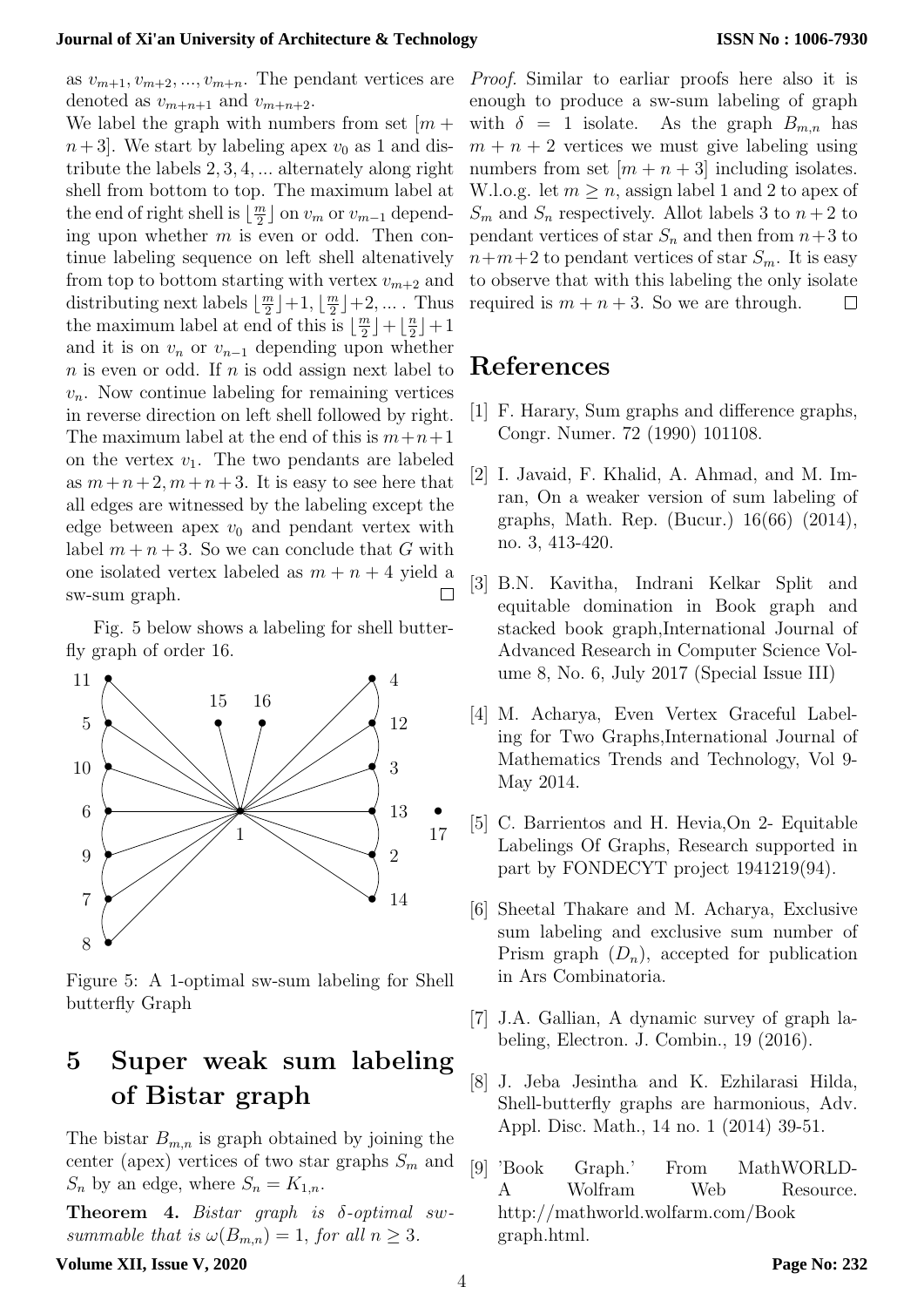as $v_{m+1}, v_{m+2}, ..., v_{m+n}$. The pendant vertices are denoted as $v_{m+n+1}$ and $v_{m+n+2}$.

We label the graph with numbers from set $[m+n+3]$. We start by labeling apex $v_0$ as 1 and distribute the labels $2, 3, 4, ...$ alternately along right shell from bottom to top. The maximum label at the end of right shell is $\lfloor \frac{m}{2} \rfloor$ on $v_m$ or $v_{m-1}$ depending upon whether $m$ is even or odd. Then continue labeling sequence on left shell altenatively from top to bottom starting with vertex $v_{m+2}$ and distributing next labels $\lfloor \frac{m}{2} \rfloor + 1, \lfloor \frac{m}{2} \rfloor + 2, ...$ . Thus the maximum label at end of this is $\lfloor \frac{m}{2} \rfloor + \lfloor \frac{n}{2} \rfloor + 1$ and it is on $v_n$ or $v_{n-1}$ depending upon whether $n$ is even or odd. If $n$ is odd assign next label to $v_n$. Now continue labeling for remaining vertices in reverse direction on left shell followed by right. The maximum label at the end of this is $m+n+1$ on the vertex $v_1$. The two pendants are labeled as $m+n+2, m+n+3$. It is easy to see here that all edges are witnessed by the labeling except the edge between apex $v_0$ and pendant vertex with label $m+n+3$. So we can conclude that $G$ with one isolated vertex labeled as $m+n+4$ yield a sw-sum graph. □

Fig. 5 below shows a labeling for shell butterfly graph of order 16.

11
5
10
6
9
7
8
15
16
1
4
12
3
13
2
14
17

Figure 5: A 1-optimal sw-sum labeling for Shell butterfly Graph

## 5 Super weak sum labeling of Bistar graph

The bistar $B_{m,n}$ is graph obtained by joining the center (apex) vertices of two star graphs $S_m$ and $S_n$ by an edge, where $S_n = K_{1,n}$.

**Theorem 4.** *Bistar graph is $\delta$-optimal sw-summable that is $\omega(B_{m,n}) = 1$, for all $n \geq 3$.*

*Proof.* Similar to earliar proofs here also it is enough to produce a sw-sum labeling of graph with $\delta = 1$ isolate. As the graph $B_{m,n}$ has $m+n+2$ vertices we must give labeling using numbers from set $[m+n+3]$ including isolates. W.l.o.g. let $m \geq n$, assign label 1 and 2 to apex of $S_m$ and $S_n$ respectively. Allot labels 3 to $n+2$ to pendant vertices of star $S_n$ and then from $n+3$ to $n+m+2$ to pendant vertices of star $S_m$. It is easy to observe that with this labeling the only isolate required is $m+n+3$. So we are through. □

## References

[1] F. Harary, Sum graphs and difference graphs, Congr. Numer. 72 (1990) 101108.

[2] I. Javaid, F. Khalid, A. Ahmad, and M. Imran, On a weaker version of sum labeling of graphs, Math. Rep. (Bucur.) 16(66) (2014), no. 3, 413-420.

[3] B.N. Kavitha, Indrani Kelkar Split and equitable domination in Book graph and stacked book graph,International Journal of Advanced Research in Computer Science Volume 8, No. 6, July 2017 (Special Issue III)

[4] M. Acharya, Even Vertex Graceful Labeling for Two Graphs,International Journal of Mathematics Trends and Technology, Vol 9-May 2014.

[5] C. Barrientos and H. Hevia,On 2- Equitable Labelings Of Graphs, Research supported in part by FONDECYT project 1941219(94).

[6] Sheetal Thakare and M. Acharya, Exclusive sum labeling and exclusive sum number of Prism graph ($D_n$), accepted for publication in Ars Combinatoria.

[7] J.A. Gallian, A dynamic survey of graph labeling, Electron. J. Combin., 19 (2016).

[8] J. Jeba Jesintha and K. Ezhilarasi Hilda, Shell-butterfly graphs are harmonious, Adv. Appl. Disc. Math., 14 no. 1 (2014) 39-51.

[9] 'Book Graph.' From MathWORLD-A Wolfram Web Resource. http://mathworld.wolfarm.com/Book graph.html.